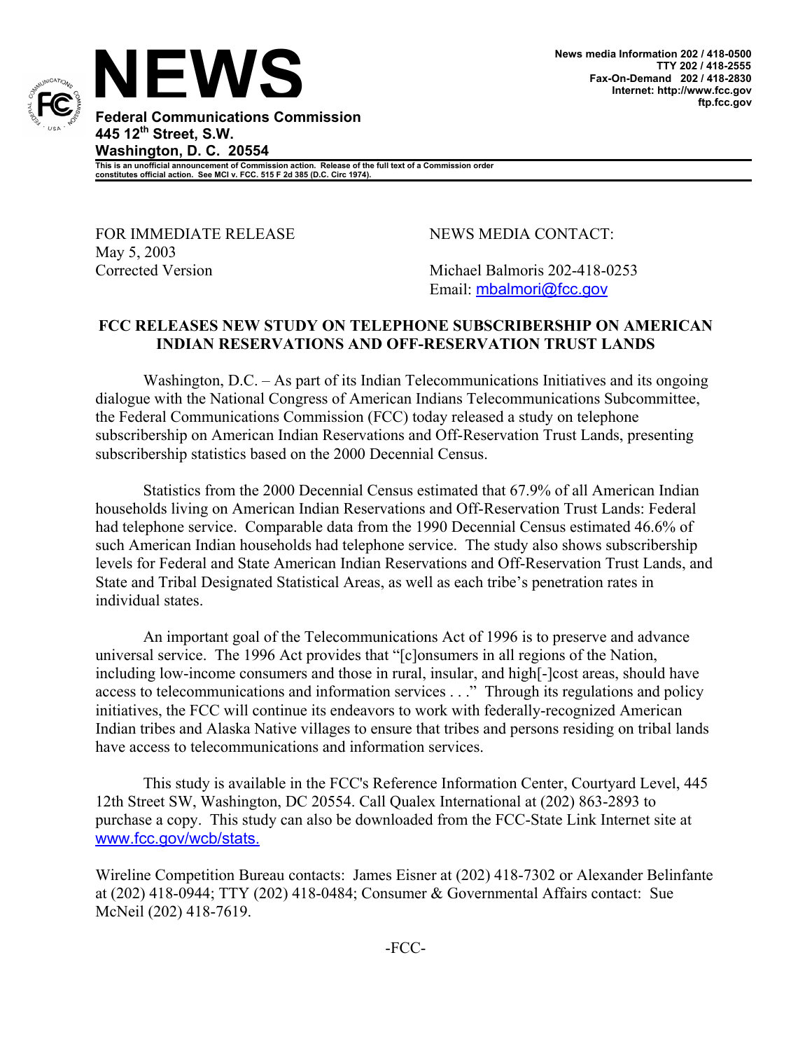# NEWS

**Federal Communications Commission**
**445 12th Street, S.W.**
**Washington, D. C. 20554**

**News media Information 202 / 418-0500**
**TTY 202 / 418-2555**
**Fax-On-Demand 202 / 418-2830**
**Internet: http://www.fcc.gov**
**ftp.fcc.gov**

**This is an unofficial announcement of Commission action. Release of the full text of a Commission order constitutes official action. See MCI v. FCC. 515 F 2d 385 (D.C. Circ 1974).**

FOR IMMEDIATE RELEASE
May 5, 2003
Corrected Version

NEWS MEDIA CONTACT:

Michael Balmoris 202-418-0253
Email: mbalmori@fcc.gov

**FCC RELEASES NEW STUDY ON TELEPHONE SUBSCRIBERSHIP ON AMERICAN INDIAN RESERVATIONS AND OFF-RESERVATION TRUST LANDS**

Washington, D.C. – As part of its Indian Telecommunications Initiatives and its ongoing dialogue with the National Congress of American Indians Telecommunications Subcommittee, the Federal Communications Commission (FCC) today released a study on telephone subscribership on American Indian Reservations and Off-Reservation Trust Lands, presenting subscribership statistics based on the 2000 Decennial Census.

Statistics from the 2000 Decennial Census estimated that 67.9% of all American Indian households living on American Indian Reservations and Off-Reservation Trust Lands: Federal had telephone service. Comparable data from the 1990 Decennial Census estimated 46.6% of such American Indian households had telephone service. The study also shows subscribership levels for Federal and State American Indian Reservations and Off-Reservation Trust Lands, and State and Tribal Designated Statistical Areas, as well as each tribe's penetration rates in individual states.

An important goal of the Telecommunications Act of 1996 is to preserve and advance universal service. The 1996 Act provides that "[c]onsumers in all regions of the Nation, including low-income consumers and those in rural, insular, and high[-]cost areas, should have access to telecommunications and information services . . ." Through its regulations and policy initiatives, the FCC will continue its endeavors to work with federally-recognized American Indian tribes and Alaska Native villages to ensure that tribes and persons residing on tribal lands have access to telecommunications and information services.

This study is available in the FCC's Reference Information Center, Courtyard Level, 445 12th Street SW, Washington, DC 20554. Call Qualex International at (202) 863-2893 to purchase a copy. This study can also be downloaded from the FCC-State Link Internet site at www.fcc.gov/wcb/stats.

Wireline Competition Bureau contacts: James Eisner at (202) 418-7302 or Alexander Belinfante at (202) 418-0944; TTY (202) 418-0484; Consumer & Governmental Affairs contact: Sue McNeil (202) 418-7619.

-FCC-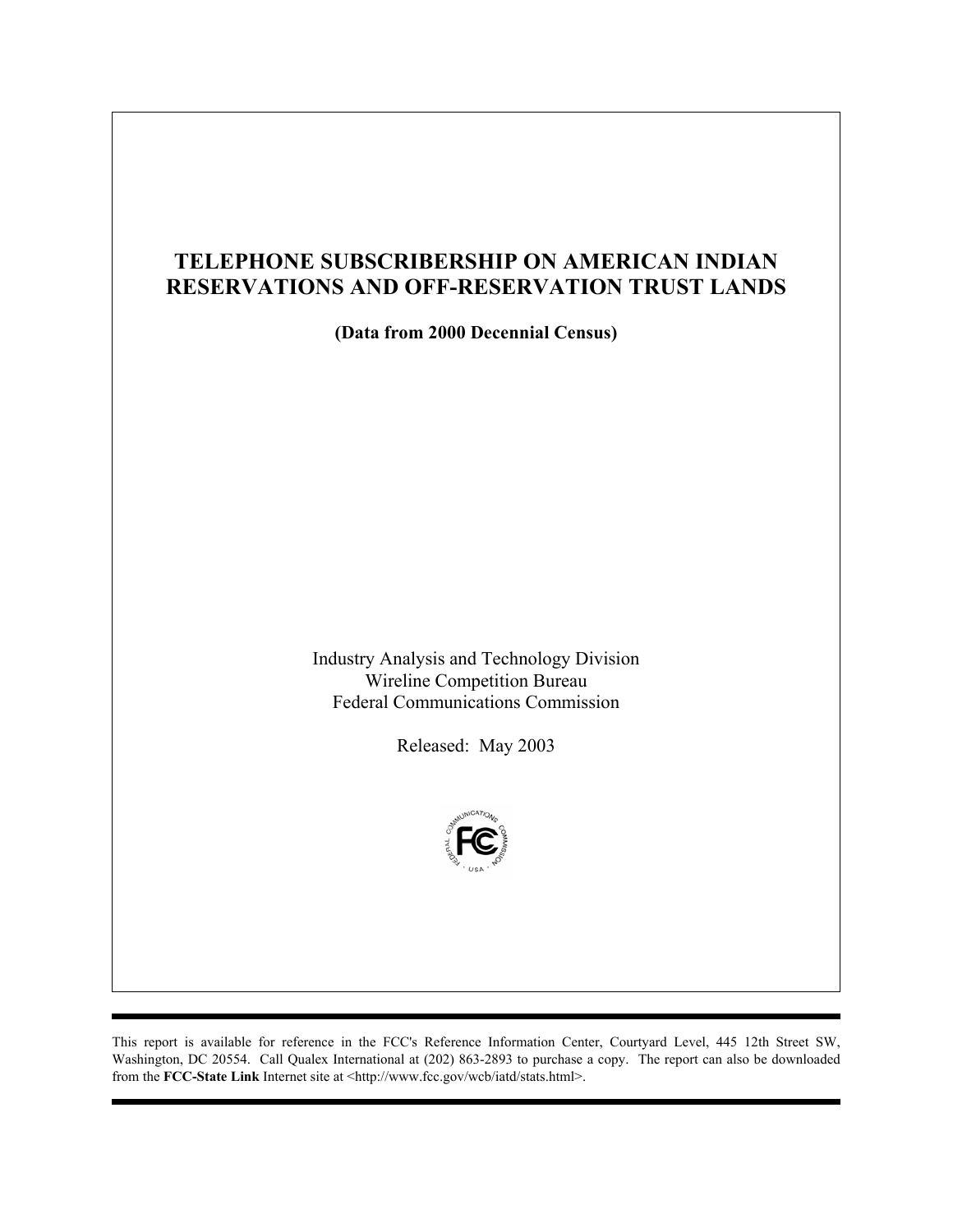# TELEPHONE SUBSCRIBERSHIP ON AMERICAN INDIAN RESERVATIONS AND OFF-RESERVATION TRUST LANDS

**(Data from 2000 Decennial Census)**

Industry Analysis and Technology Division
Wireline Competition Bureau
Federal Communications Commission

Released: May 2003

---

This report is available for reference in the FCC's Reference Information Center, Courtyard Level, 445 12th Street SW, Washington, DC 20554. Call Qualex International at (202) 863-2893 to purchase a copy. The report can also be downloaded from the **FCC-State Link** Internet site at <http://www.fcc.gov/wcb/iatd/stats.html>.

---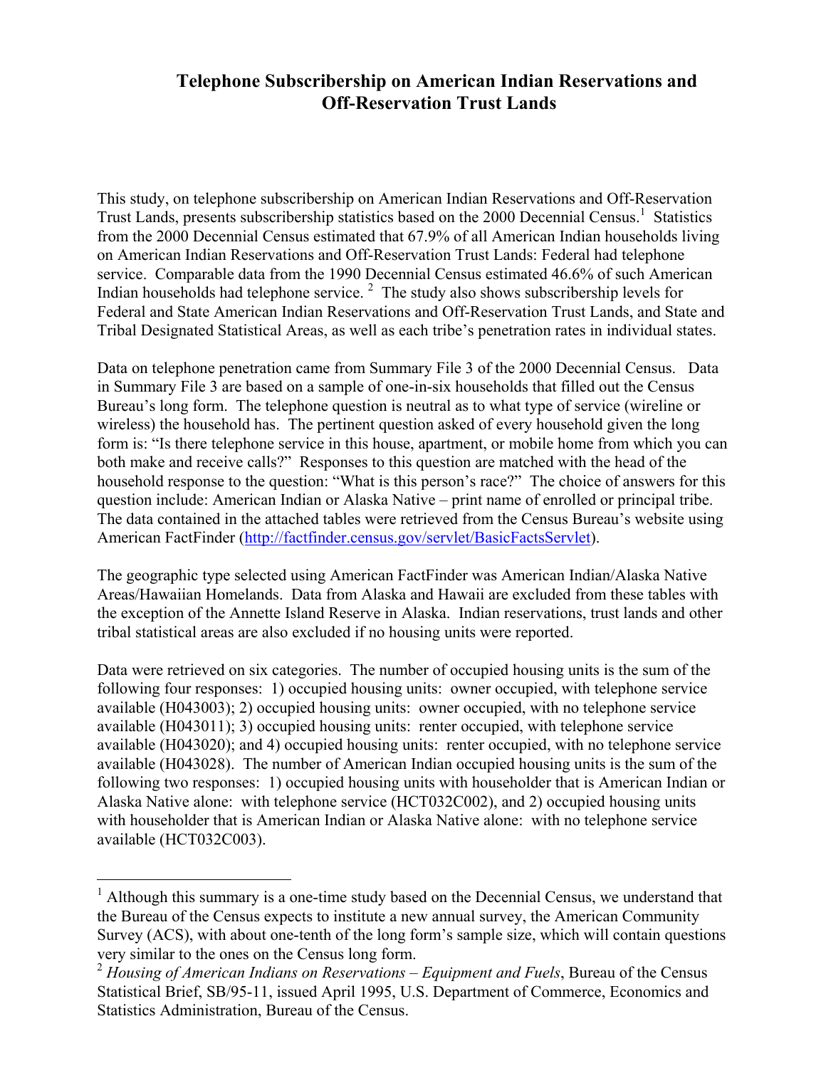# Telephone Subscribership on American Indian Reservations and Off-Reservation Trust Lands

This study, on telephone subscribership on American Indian Reservations and Off-Reservation Trust Lands, presents subscribership statistics based on the 2000 Decennial Census.[1] Statistics from the 2000 Decennial Census estimated that 67.9% of all American Indian households living on American Indian Reservations and Off-Reservation Trust Lands: Federal had telephone service. Comparable data from the 1990 Decennial Census estimated 46.6% of such American Indian households had telephone service.[2] The study also shows subscribership levels for Federal and State American Indian Reservations and Off-Reservation Trust Lands, and State and Tribal Designated Statistical Areas, as well as each tribe's penetration rates in individual states.

Data on telephone penetration came from Summary File 3 of the 2000 Decennial Census. Data in Summary File 3 are based on a sample of one-in-six households that filled out the Census Bureau's long form. The telephone question is neutral as to what type of service (wireline or wireless) the household has. The pertinent question asked of every household given the long form is: "Is there telephone service in this house, apartment, or mobile home from which you can both make and receive calls?" Responses to this question are matched with the head of the household response to the question: "What is this person's race?" The choice of answers for this question include: American Indian or Alaska Native – print name of enrolled or principal tribe. The data contained in the attached tables were retrieved from the Census Bureau's website using American FactFinder (http://factfinder.census.gov/servlet/BasicFactsServlet).

The geographic type selected using American FactFinder was American Indian/Alaska Native Areas/Hawaiian Homelands. Data from Alaska and Hawaii are excluded from these tables with the exception of the Annette Island Reserve in Alaska. Indian reservations, trust lands and other tribal statistical areas are also excluded if no housing units were reported.

Data were retrieved on six categories. The number of occupied housing units is the sum of the following four responses: 1) occupied housing units: owner occupied, with telephone service available (H043003); 2) occupied housing units: owner occupied, with no telephone service available (H043011); 3) occupied housing units: renter occupied, with telephone service available (H043020); and 4) occupied housing units: renter occupied, with no telephone service available (H043028). The number of American Indian occupied housing units is the sum of the following two responses: 1) occupied housing units with householder that is American Indian or Alaska Native alone: with telephone service (HCT032C002), and 2) occupied housing units with householder that is American Indian or Alaska Native alone: with no telephone service available (HCT032C003).

---

[1] Although this summary is a one-time study based on the Decennial Census, we understand that the Bureau of the Census expects to institute a new annual survey, the American Community Survey (ACS), with about one-tenth of the long form's sample size, which will contain questions very similar to the ones on the Census long form.

[2] *Housing of American Indians on Reservations – Equipment and Fuels*, Bureau of the Census Statistical Brief, SB/95-11, issued April 1995, U.S. Department of Commerce, Economics and Statistics Administration, Bureau of the Census.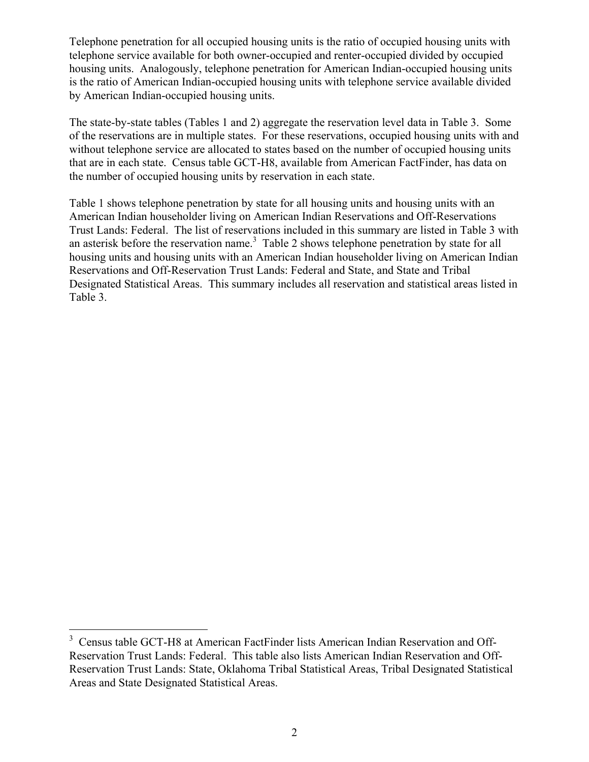Telephone penetration for all occupied housing units is the ratio of occupied housing units with telephone service available for both owner-occupied and renter-occupied divided by occupied housing units. Analogously, telephone penetration for American Indian-occupied housing units is the ratio of American Indian-occupied housing units with telephone service available divided by American Indian-occupied housing units.

The state-by-state tables (Tables 1 and 2) aggregate the reservation level data in Table 3. Some of the reservations are in multiple states. For these reservations, occupied housing units with and without telephone service are allocated to states based on the number of occupied housing units that are in each state. Census table GCT-H8, available from American FactFinder, has data on the number of occupied housing units by reservation in each state.

Table 1 shows telephone penetration by state for all housing units and housing units with an American Indian householder living on American Indian Reservations and Off-Reservations Trust Lands: Federal. The list of reservations included in this summary are listed in Table 3 with an asterisk before the reservation name.[3] Table 2 shows telephone penetration by state for all housing units and housing units with an American Indian householder living on American Indian Reservations and Off-Reservation Trust Lands: Federal and State, and State and Tribal Designated Statistical Areas. This summary includes all reservation and statistical areas listed in Table 3.

---

[3] Census table GCT-H8 at American FactFinder lists American Indian Reservation and Off-Reservation Trust Lands: Federal. This table also lists American Indian Reservation and Off-Reservation Trust Lands: State, Oklahoma Tribal Statistical Areas, Tribal Designated Statistical Areas and State Designated Statistical Areas.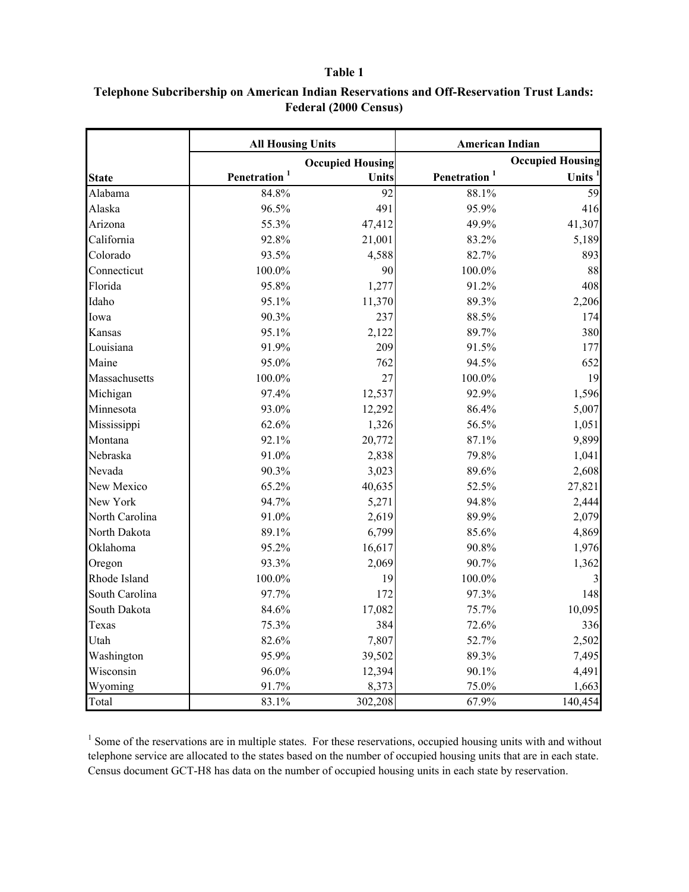**Table 1**

**Telephone Subcribership on American Indian Reservations and Off-Reservation Trust Lands: Federal (2000 Census)**

| | All Housing Units | | American Indian | |
|---|---|---|---|---|
| **State** | **Penetration [1]** | **Occupied Housing Units** | **Penetration [1]** | **Occupied Housing Units [1]** |
| Alabama | 84.8% | 92 | 88.1% | 59 |
| Alaska | 96.5% | 491 | 95.9% | 416 |
| Arizona | 55.3% | 47,412 | 49.9% | 41,307 |
| California | 92.8% | 21,001 | 83.2% | 5,189 |
| Colorado | 93.5% | 4,588 | 82.7% | 893 |
| Connecticut | 100.0% | 90 | 100.0% | 88 |
| Florida | 95.8% | 1,277 | 91.2% | 408 |
| Idaho | 95.1% | 11,370 | 89.3% | 2,206 |
| Iowa | 90.3% | 237 | 88.5% | 174 |
| Kansas | 95.1% | 2,122 | 89.7% | 380 |
| Louisiana | 91.9% | 209 | 91.5% | 177 |
| Maine | 95.0% | 762 | 94.5% | 652 |
| Massachusetts | 100.0% | 27 | 100.0% | 19 |
| Michigan | 97.4% | 12,537 | 92.9% | 1,596 |
| Minnesota | 93.0% | 12,292 | 86.4% | 5,007 |
| Mississippi | 62.6% | 1,326 | 56.5% | 1,051 |
| Montana | 92.1% | 20,772 | 87.1% | 9,899 |
| Nebraska | 91.0% | 2,838 | 79.8% | 1,041 |
| Nevada | 90.3% | 3,023 | 89.6% | 2,608 |
| New Mexico | 65.2% | 40,635 | 52.5% | 27,821 |
| New York | 94.7% | 5,271 | 94.8% | 2,444 |
| North Carolina | 91.0% | 2,619 | 89.9% | 2,079 |
| North Dakota | 89.1% | 6,799 | 85.6% | 4,869 |
| Oklahoma | 95.2% | 16,617 | 90.8% | 1,976 |
| Oregon | 93.3% | 2,069 | 90.7% | 1,362 |
| Rhode Island | 100.0% | 19 | 100.0% | 3 |
| South Carolina | 97.7% | 172 | 97.3% | 148 |
| South Dakota | 84.6% | 17,082 | 75.7% | 10,095 |
| Texas | 75.3% | 384 | 72.6% | 336 |
| Utah | 82.6% | 7,807 | 52.7% | 2,502 |
| Washington | 95.9% | 39,502 | 89.3% | 7,495 |
| Wisconsin | 96.0% | 12,394 | 90.1% | 4,491 |
| Wyoming | 91.7% | 8,373 | 75.0% | 1,663 |
| Total | 83.1% | 302,208 | 67.9% | 140,454 |

[1] Some of the reservations are in multiple states. For these reservations, occupied housing units with and without telephone service are allocated to the states based on the number of occupied housing units that are in each state. Census document GCT-H8 has data on the number of occupied housing units in each state by reservation.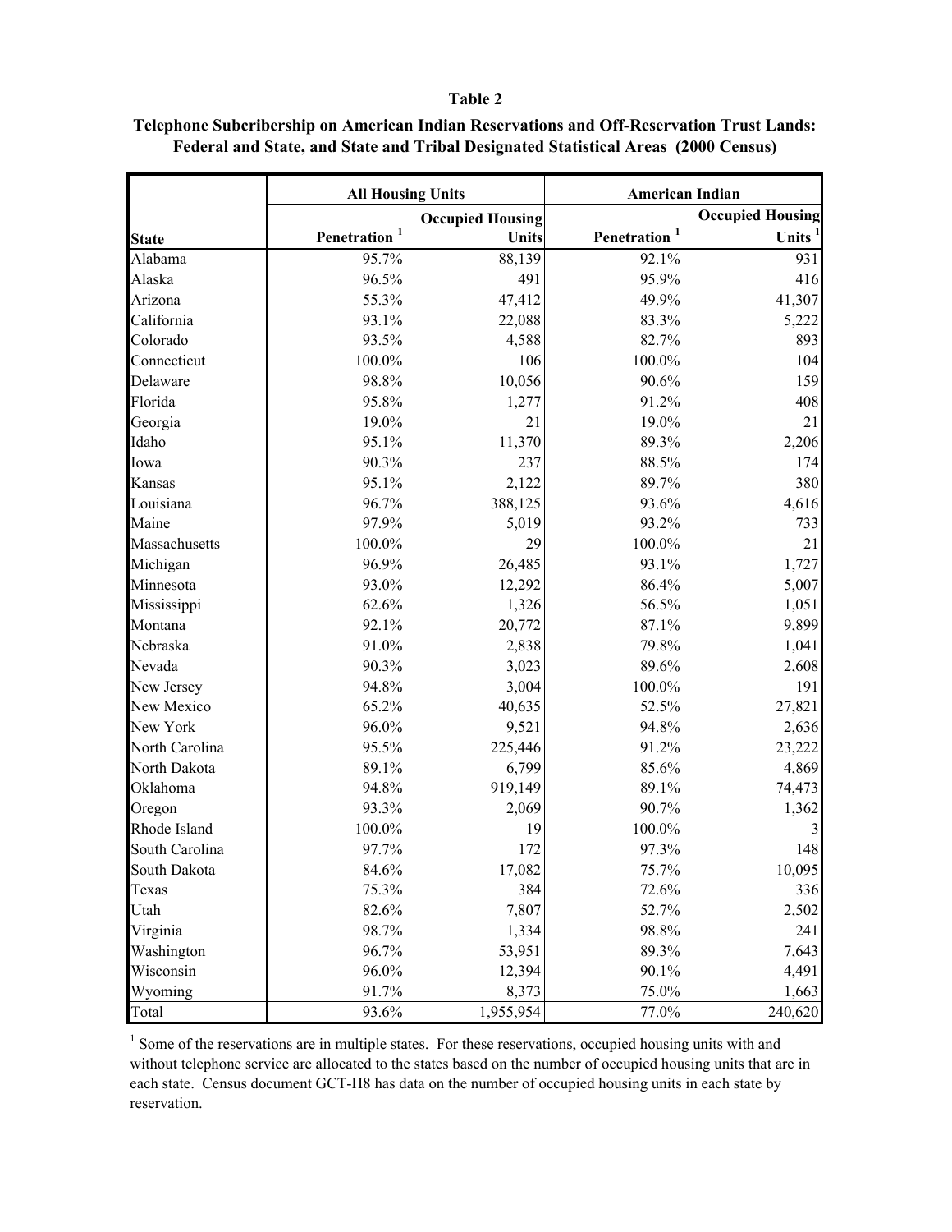**Table 2**

**Telephone Subcribership on American Indian Reservations and Off-Reservation Trust Lands: Federal and State, and State and Tribal Designated Statistical Areas (2000 Census)**

| | All Housing Units | | American Indian | |
|---|---|---|---|---|
| State | Penetration [1] | Occupied Housing Units | Penetration [1] | Occupied Housing Units [1] |
| Alabama | 95.7% | 88,139 | 92.1% | 931 |
| Alaska | 96.5% | 491 | 95.9% | 416 |
| Arizona | 55.3% | 47,412 | 49.9% | 41,307 |
| California | 93.1% | 22,088 | 83.3% | 5,222 |
| Colorado | 93.5% | 4,588 | 82.7% | 893 |
| Connecticut | 100.0% | 106 | 100.0% | 104 |
| Delaware | 98.8% | 10,056 | 90.6% | 159 |
| Florida | 95.8% | 1,277 | 91.2% | 408 |
| Georgia | 19.0% | 21 | 19.0% | 21 |
| Idaho | 95.1% | 11,370 | 89.3% | 2,206 |
| Iowa | 90.3% | 237 | 88.5% | 174 |
| Kansas | 95.1% | 2,122 | 89.7% | 380 |
| Louisiana | 96.7% | 388,125 | 93.6% | 4,616 |
| Maine | 97.9% | 5,019 | 93.2% | 733 |
| Massachusetts | 100.0% | 29 | 100.0% | 21 |
| Michigan | 96.9% | 26,485 | 93.1% | 1,727 |
| Minnesota | 93.0% | 12,292 | 86.4% | 5,007 |
| Mississippi | 62.6% | 1,326 | 56.5% | 1,051 |
| Montana | 92.1% | 20,772 | 87.1% | 9,899 |
| Nebraska | 91.0% | 2,838 | 79.8% | 1,041 |
| Nevada | 90.3% | 3,023 | 89.6% | 2,608 |
| New Jersey | 94.8% | 3,004 | 100.0% | 191 |
| New Mexico | 65.2% | 40,635 | 52.5% | 27,821 |
| New York | 96.0% | 9,521 | 94.8% | 2,636 |
| North Carolina | 95.5% | 225,446 | 91.2% | 23,222 |
| North Dakota | 89.1% | 6,799 | 85.6% | 4,869 |
| Oklahoma | 94.8% | 919,149 | 89.1% | 74,473 |
| Oregon | 93.3% | 2,069 | 90.7% | 1,362 |
| Rhode Island | 100.0% | 19 | 100.0% | 3 |
| South Carolina | 97.7% | 172 | 97.3% | 148 |
| South Dakota | 84.6% | 17,082 | 75.7% | 10,095 |
| Texas | 75.3% | 384 | 72.6% | 336 |
| Utah | 82.6% | 7,807 | 52.7% | 2,502 |
| Virginia | 98.7% | 1,334 | 98.8% | 241 |
| Washington | 96.7% | 53,951 | 89.3% | 7,643 |
| Wisconsin | 96.0% | 12,394 | 90.1% | 4,491 |
| Wyoming | 91.7% | 8,373 | 75.0% | 1,663 |
| Total | 93.6% | 1,955,954 | 77.0% | 240,620 |

[1] Some of the reservations are in multiple states. For these reservations, occupied housing units with and without telephone service are allocated to the states based on the number of occupied housing units that are in each state. Census document GCT-H8 has data on the number of occupied housing units in each state by reservation.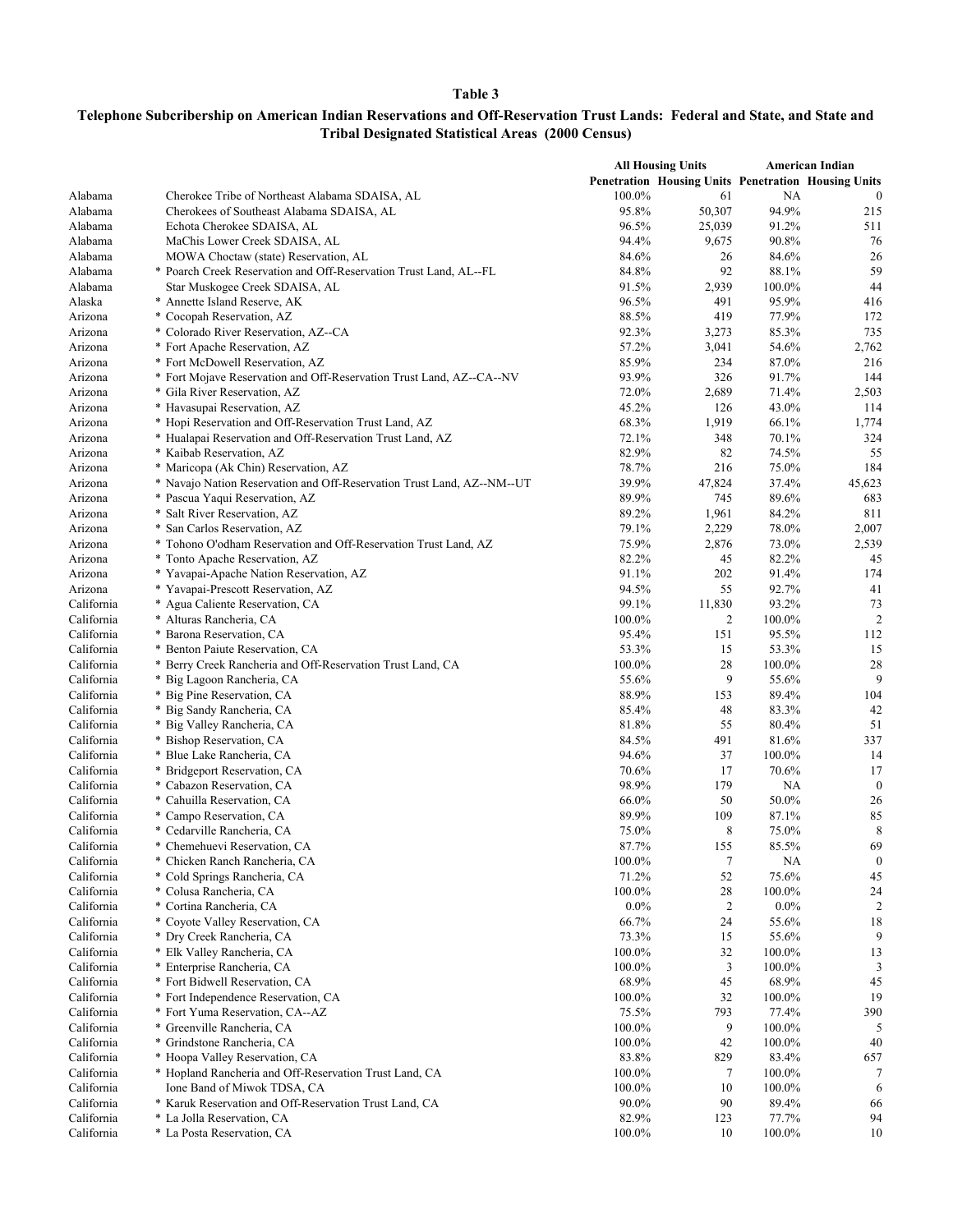**Table 3**

**Telephone Subcribership on American Indian Reservations and Off-Reservation Trust Lands: Federal and State, and State and Tribal Designated Statistical Areas (2000 Census)**

| | | All Housing Units | | American Indian | |
|---|---|---|---|---|---|
| | | Penetration | Housing Units | Penetration | Housing Units |
| Alabama | Cherokee Tribe of Northeast Alabama SDAISA, AL | 100.0% | 61 | NA | 0 |
| Alabama | Cherokees of Southeast Alabama SDAISA, AL | 95.8% | 50,307 | 94.9% | 215 |
| Alabama | Echota Cherokee SDAISA, AL | 96.5% | 25,039 | 91.2% | 511 |
| Alabama | MaChis Lower Creek SDAISA, AL | 94.4% | 9,675 | 90.8% | 76 |
| Alabama | MOWA Choctaw (state) Reservation, AL | 84.6% | 26 | 84.6% | 26 |
| Alabama | * Poarch Creek Reservation and Off-Reservation Trust Land, AL--FL | 84.8% | 92 | 88.1% | 59 |
| Alabama | Star Muskogee Creek SDAISA, AL | 91.5% | 2,939 | 100.0% | 44 |
| Alaska | * Annette Island Reserve, AK | 96.5% | 491 | 95.9% | 416 |
| Arizona | * Cocopah Reservation, AZ | 88.5% | 419 | 77.9% | 172 |
| Arizona | * Colorado River Reservation, AZ--CA | 92.3% | 3,273 | 85.3% | 735 |
| Arizona | * Fort Apache Reservation, AZ | 57.2% | 3,041 | 54.6% | 2,762 |
| Arizona | * Fort McDowell Reservation, AZ | 85.9% | 234 | 87.0% | 216 |
| Arizona | * Fort Mojave Reservation and Off-Reservation Trust Land, AZ--CA--NV | 93.9% | 326 | 91.7% | 144 |
| Arizona | * Gila River Reservation, AZ | 72.0% | 2,689 | 71.4% | 2,503 |
| Arizona | * Havasupai Reservation, AZ | 45.2% | 126 | 43.0% | 114 |
| Arizona | * Hopi Reservation and Off-Reservation Trust Land, AZ | 68.3% | 1,919 | 66.1% | 1,774 |
| Arizona | * Hualapai Reservation and Off-Reservation Trust Land, AZ | 72.1% | 348 | 70.1% | 324 |
| Arizona | * Kaibab Reservation, AZ | 82.9% | 82 | 74.5% | 55 |
| Arizona | * Maricopa (Ak Chin) Reservation, AZ | 78.7% | 216 | 75.0% | 184 |
| Arizona | * Navajo Nation Reservation and Off-Reservation Trust Land, AZ--NM--UT | 39.9% | 47,824 | 37.4% | 45,623 |
| Arizona | * Pascua Yaqui Reservation, AZ | 89.9% | 745 | 89.6% | 683 |
| Arizona | * Salt River Reservation, AZ | 89.2% | 1,961 | 84.2% | 811 |
| Arizona | * San Carlos Reservation, AZ | 79.1% | 2,229 | 78.0% | 2,007 |
| Arizona | * Tohono O'odham Reservation and Off-Reservation Trust Land, AZ | 75.9% | 2,876 | 73.0% | 2,539 |
| Arizona | * Tonto Apache Reservation, AZ | 82.2% | 45 | 82.2% | 45 |
| Arizona | * Yavapai-Apache Nation Reservation, AZ | 91.1% | 202 | 91.4% | 174 |
| Arizona | * Yavapai-Prescott Reservation, AZ | 94.5% | 55 | 92.7% | 41 |
| California | * Agua Caliente Reservation, CA | 99.1% | 11,830 | 93.2% | 73 |
| California | * Alturas Rancheria, CA | 100.0% | 2 | 100.0% | 2 |
| California | * Barona Reservation, CA | 95.4% | 151 | 95.5% | 112 |
| California | * Benton Paiute Reservation, CA | 53.3% | 15 | 53.3% | 15 |
| California | * Berry Creek Rancheria and Off-Reservation Trust Land, CA | 100.0% | 28 | 100.0% | 28 |
| California | * Big Lagoon Rancheria, CA | 55.6% | 9 | 55.6% | 9 |
| California | * Big Pine Reservation, CA | 88.9% | 153 | 89.4% | 104 |
| California | * Big Sandy Rancheria, CA | 85.4% | 48 | 83.3% | 42 |
| California | * Big Valley Rancheria, CA | 81.8% | 55 | 80.4% | 51 |
| California | * Bishop Reservation, CA | 84.5% | 491 | 81.6% | 337 |
| California | * Blue Lake Rancheria, CA | 94.6% | 37 | 100.0% | 14 |
| California | * Bridgeport Reservation, CA | 70.6% | 17 | 70.6% | 17 |
| California | * Cabazon Reservation, CA | 98.9% | 179 | NA | 0 |
| California | * Cahuilla Reservation, CA | 66.0% | 50 | 50.0% | 26 |
| California | * Campo Reservation, CA | 89.9% | 109 | 87.1% | 85 |
| California | * Cedarville Rancheria, CA | 75.0% | 8 | 75.0% | 8 |
| California | * Chemehuevi Reservation, CA | 87.7% | 155 | 85.5% | 69 |
| California | * Chicken Ranch Rancheria, CA | 100.0% | 7 | NA | 0 |
| California | * Cold Springs Rancheria, CA | 71.2% | 52 | 75.6% | 45 |
| California | * Colusa Rancheria, CA | 100.0% | 28 | 100.0% | 24 |
| California | * Cortina Rancheria, CA | 0.0% | 2 | 0.0% | 2 |
| California | * Coyote Valley Reservation, CA | 66.7% | 24 | 55.6% | 18 |
| California | * Dry Creek Rancheria, CA | 73.3% | 15 | 55.6% | 9 |
| California | * Elk Valley Rancheria, CA | 100.0% | 32 | 100.0% | 13 |
| California | * Enterprise Rancheria, CA | 100.0% | 3 | 100.0% | 3 |
| California | * Fort Bidwell Reservation, CA | 68.9% | 45 | 68.9% | 45 |
| California | * Fort Independence Reservation, CA | 100.0% | 32 | 100.0% | 19 |
| California | * Fort Yuma Reservation, CA--AZ | 75.5% | 793 | 77.4% | 390 |
| California | * Greenville Rancheria, CA | 100.0% | 9 | 100.0% | 5 |
| California | * Grindstone Rancheria, CA | 100.0% | 42 | 100.0% | 40 |
| California | * Hoopa Valley Reservation, CA | 83.8% | 829 | 83.4% | 657 |
| California | * Hopland Rancheria and Off-Reservation Trust Land, CA | 100.0% | 7 | 100.0% | 7 |
| California | Ione Band of Miwok TDSA, CA | 100.0% | 10 | 100.0% | 6 |
| California | * Karuk Reservation and Off-Reservation Trust Land, CA | 90.0% | 90 | 89.4% | 66 |
| California | * La Jolla Reservation, CA | 82.9% | 123 | 77.7% | 94 |
| California | * La Posta Reservation, CA | 100.0% | 10 | 100.0% | 10 |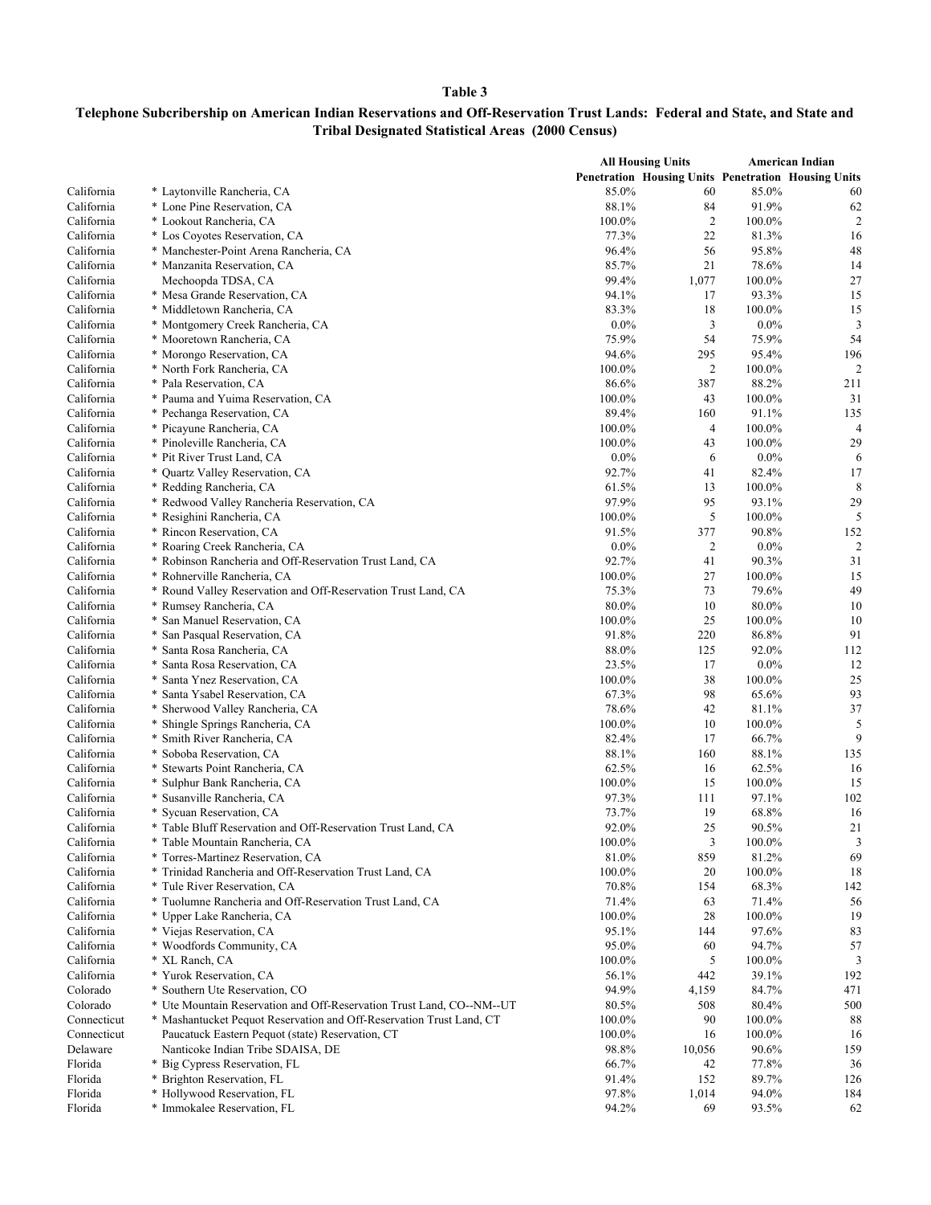# Table 3

## Telephone Subcribership on American Indian Reservations and Off-Reservation Trust Lands: Federal and State, and State and Tribal Designated Statistical Areas (2000 Census)

| | | All Housing Units | | American Indian | |
|---|---|---|---|---|---|
| | | Penetration | Housing Units | Penetration | Housing Units |
| California | * Laytonville Rancheria, CA | 85.0% | 60 | 85.0% | 60 |
| California | * Lone Pine Reservation, CA | 88.1% | 84 | 91.9% | 62 |
| California | * Lookout Rancheria, CA | 100.0% | 2 | 100.0% | 2 |
| California | * Los Coyotes Reservation, CA | 77.3% | 22 | 81.3% | 16 |
| California | * Manchester-Point Arena Rancheria, CA | 96.4% | 56 | 95.8% | 48 |
| California | * Manzanita Reservation, CA | 85.7% | 21 | 78.6% | 14 |
| California | Mechoopda TDSA, CA | 99.4% | 1,077 | 100.0% | 27 |
| California | * Mesa Grande Reservation, CA | 94.1% | 17 | 93.3% | 15 |
| California | * Middletown Rancheria, CA | 83.3% | 18 | 100.0% | 15 |
| California | * Montgomery Creek Rancheria, CA | 0.0% | 3 | 0.0% | 3 |
| California | * Mooretown Rancheria, CA | 75.9% | 54 | 75.9% | 54 |
| California | * Morongo Reservation, CA | 94.6% | 295 | 95.4% | 196 |
| California | * North Fork Rancheria, CA | 100.0% | 2 | 100.0% | 2 |
| California | * Pala Reservation, CA | 86.6% | 387 | 88.2% | 211 |
| California | * Pauma and Yuima Reservation, CA | 100.0% | 43 | 100.0% | 31 |
| California | * Pechanga Reservation, CA | 89.4% | 160 | 91.1% | 135 |
| California | * Picayune Rancheria, CA | 100.0% | 4 | 100.0% | 4 |
| California | * Pinoleville Rancheria, CA | 100.0% | 43 | 100.0% | 29 |
| California | * Pit River Trust Land, CA | 0.0% | 6 | 0.0% | 6 |
| California | * Quartz Valley Reservation, CA | 92.7% | 41 | 82.4% | 17 |
| California | * Redding Rancheria, CA | 61.5% | 13 | 100.0% | 8 |
| California | * Redwood Valley Rancheria Reservation, CA | 97.9% | 95 | 93.1% | 29 |
| California | * Resighini Rancheria, CA | 100.0% | 5 | 100.0% | 5 |
| California | * Rincon Reservation, CA | 91.5% | 377 | 90.8% | 152 |
| California | * Roaring Creek Rancheria, CA | 0.0% | 2 | 0.0% | 2 |
| California | * Robinson Rancheria and Off-Reservation Trust Land, CA | 92.7% | 41 | 90.3% | 31 |
| California | * Rohnerville Rancheria, CA | 100.0% | 27 | 100.0% | 15 |
| California | * Round Valley Reservation and Off-Reservation Trust Land, CA | 75.3% | 73 | 79.6% | 49 |
| California | * Rumsey Rancheria, CA | 80.0% | 10 | 80.0% | 10 |
| California | * San Manuel Reservation, CA | 100.0% | 25 | 100.0% | 10 |
| California | * San Pasqual Reservation, CA | 91.8% | 220 | 86.8% | 91 |
| California | * Santa Rosa Rancheria, CA | 88.0% | 125 | 92.0% | 112 |
| California | * Santa Rosa Reservation, CA | 23.5% | 17 | 0.0% | 12 |
| California | * Santa Ynez Reservation, CA | 100.0% | 38 | 100.0% | 25 |
| California | * Santa Ysabel Reservation, CA | 67.3% | 98 | 65.6% | 93 |
| California | * Sherwood Valley Rancheria, CA | 78.6% | 42 | 81.1% | 37 |
| California | * Shingle Springs Rancheria, CA | 100.0% | 10 | 100.0% | 5 |
| California | * Smith River Rancheria, CA | 82.4% | 17 | 66.7% | 9 |
| California | * Soboba Reservation, CA | 88.1% | 160 | 88.1% | 135 |
| California | * Stewarts Point Rancheria, CA | 62.5% | 16 | 62.5% | 16 |
| California | * Sulphur Bank Rancheria, CA | 100.0% | 15 | 100.0% | 15 |
| California | * Susanville Rancheria, CA | 97.3% | 111 | 97.1% | 102 |
| California | * Sycuan Reservation, CA | 73.7% | 19 | 68.8% | 16 |
| California | * Table Bluff Reservation and Off-Reservation Trust Land, CA | 92.0% | 25 | 90.5% | 21 |
| California | * Table Mountain Rancheria, CA | 100.0% | 3 | 100.0% | 3 |
| California | * Torres-Martinez Reservation, CA | 81.0% | 859 | 81.2% | 69 |
| California | * Trinidad Rancheria and Off-Reservation Trust Land, CA | 100.0% | 20 | 100.0% | 18 |
| California | * Tule River Reservation, CA | 70.8% | 154 | 68.3% | 142 |
| California | * Tuolumne Rancheria and Off-Reservation Trust Land, CA | 71.4% | 63 | 71.4% | 56 |
| California | * Upper Lake Rancheria, CA | 100.0% | 28 | 100.0% | 19 |
| California | * Viejas Reservation, CA | 95.1% | 144 | 97.6% | 83 |
| California | * Woodfords Community, CA | 95.0% | 60 | 94.7% | 57 |
| California | * XL Ranch, CA | 100.0% | 5 | 100.0% | 3 |
| California | * Yurok Reservation, CA | 56.1% | 442 | 39.1% | 192 |
| Colorado | * Southern Ute Reservation, CO | 94.9% | 4,159 | 84.7% | 471 |
| Colorado | * Ute Mountain Reservation and Off-Reservation Trust Land, CO--NM--UT | 80.5% | 508 | 80.4% | 500 |
| Connecticut | * Mashantucket Pequot Reservation and Off-Reservation Trust Land, CT | 100.0% | 90 | 100.0% | 88 |
| Connecticut | Paucatuck Eastern Pequot (state) Reservation, CT | 100.0% | 16 | 100.0% | 16 |
| Delaware | Nanticoke Indian Tribe SDAISA, DE | 98.8% | 10,056 | 90.6% | 159 |
| Florida | * Big Cypress Reservation, FL | 66.7% | 42 | 77.8% | 36 |
| Florida | * Brighton Reservation, FL | 91.4% | 152 | 89.7% | 126 |
| Florida | * Hollywood Reservation, FL | 97.8% | 1,014 | 94.0% | 184 |
| Florida | * Immokalee Reservation, FL | 94.2% | 69 | 93.5% | 62 |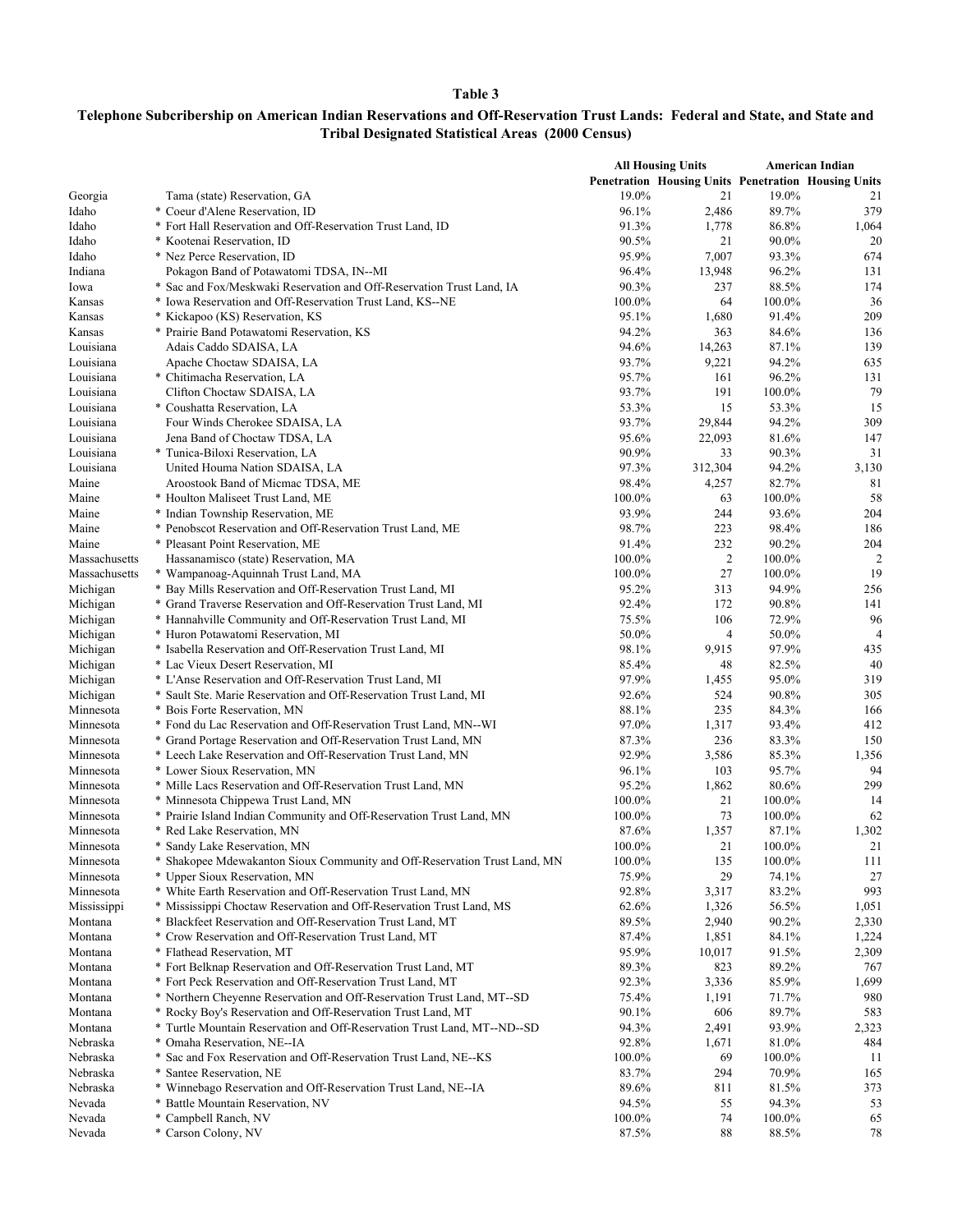**Table 3**

**Telephone Subcribership on American Indian Reservations and Off-Reservation Trust Lands: Federal and State, and State and Tribal Designated Statistical Areas (2000 Census)**

| | | All Housing Units | | American Indian | |
|---|---|---|---|---|---|
| | | Penetration | Housing Units | Penetration | Housing Units |
| Georgia | Tama (state) Reservation, GA | 19.0% | 21 | 19.0% | 21 |
| Idaho | * Coeur d'Alene Reservation, ID | 96.1% | 2,486 | 89.7% | 379 |
| Idaho | * Fort Hall Reservation and Off-Reservation Trust Land, ID | 91.3% | 1,778 | 86.8% | 1,064 |
| Idaho | * Kootenai Reservation, ID | 90.5% | 21 | 90.0% | 20 |
| Idaho | * Nez Perce Reservation, ID | 95.9% | 7,007 | 93.3% | 674 |
| Indiana | Pokagon Band of Potawatomi TDSA, IN--MI | 96.4% | 13,948 | 96.2% | 131 |
| Iowa | * Sac and Fox/Meskwaki Reservation and Off-Reservation Trust Land, IA | 90.3% | 237 | 88.5% | 174 |
| Kansas | * Iowa Reservation and Off-Reservation Trust Land, KS--NE | 100.0% | 64 | 100.0% | 36 |
| Kansas | * Kickapoo (KS) Reservation, KS | 95.1% | 1,680 | 91.4% | 209 |
| Kansas | * Prairie Band Potawatomi Reservation, KS | 94.2% | 363 | 84.6% | 136 |
| Louisiana | Adais Caddo SDAISA, LA | 94.6% | 14,263 | 87.1% | 139 |
| Louisiana | Apache Choctaw SDAISA, LA | 93.7% | 9,221 | 94.2% | 635 |
| Louisiana | * Chitimacha Reservation, LA | 95.7% | 161 | 96.2% | 131 |
| Louisiana | Clifton Choctaw SDAISA, LA | 93.7% | 191 | 100.0% | 79 |
| Louisiana | * Coushatta Reservation, LA | 53.3% | 15 | 53.3% | 15 |
| Louisiana | Four Winds Cherokee SDAISA, LA | 93.7% | 29,844 | 94.2% | 309 |
| Louisiana | Jena Band of Choctaw TDSA, LA | 95.6% | 22,093 | 81.6% | 147 |
| Louisiana | * Tunica-Biloxi Reservation, LA | 90.9% | 33 | 90.3% | 31 |
| Louisiana | United Houma Nation SDAISA, LA | 97.3% | 312,304 | 94.2% | 3,130 |
| Maine | Aroostook Band of Micmac TDSA, ME | 98.4% | 4,257 | 82.7% | 81 |
| Maine | * Houlton Maliseet Trust Land, ME | 100.0% | 63 | 100.0% | 58 |
| Maine | * Indian Township Reservation, ME | 93.9% | 244 | 93.6% | 204 |
| Maine | * Penobscot Reservation and Off-Reservation Trust Land, ME | 98.7% | 223 | 98.4% | 186 |
| Maine | * Pleasant Point Reservation, ME | 91.4% | 232 | 90.2% | 204 |
| Massachusetts | Hassanamisco (state) Reservation, MA | 100.0% | 2 | 100.0% | 2 |
| Massachusetts | * Wampanoag-Aquinnah Trust Land, MA | 100.0% | 27 | 100.0% | 19 |
| Michigan | * Bay Mills Reservation and Off-Reservation Trust Land, MI | 95.2% | 313 | 94.9% | 256 |
| Michigan | * Grand Traverse Reservation and Off-Reservation Trust Land, MI | 92.4% | 172 | 90.8% | 141 |
| Michigan | * Hannahville Community and Off-Reservation Trust Land, MI | 75.5% | 106 | 72.9% | 96 |
| Michigan | * Huron Potawatomi Reservation, MI | 50.0% | 4 | 50.0% | 4 |
| Michigan | * Isabella Reservation and Off-Reservation Trust Land, MI | 98.1% | 9,915 | 97.9% | 435 |
| Michigan | * Lac Vieux Desert Reservation, MI | 85.4% | 48 | 82.5% | 40 |
| Michigan | * L'Anse Reservation and Off-Reservation Trust Land, MI | 97.9% | 1,455 | 95.0% | 319 |
| Michigan | * Sault Ste. Marie Reservation and Off-Reservation Trust Land, MI | 92.6% | 524 | 90.8% | 305 |
| Minnesota | * Bois Forte Reservation, MN | 88.1% | 235 | 84.3% | 166 |
| Minnesota | * Fond du Lac Reservation and Off-Reservation Trust Land, MN--WI | 97.0% | 1,317 | 93.4% | 412 |
| Minnesota | * Grand Portage Reservation and Off-Reservation Trust Land, MN | 87.3% | 236 | 83.3% | 150 |
| Minnesota | * Leech Lake Reservation and Off-Reservation Trust Land, MN | 92.9% | 3,586 | 85.3% | 1,356 |
| Minnesota | * Lower Sioux Reservation, MN | 96.1% | 103 | 95.7% | 94 |
| Minnesota | * Mille Lacs Reservation and Off-Reservation Trust Land, MN | 95.2% | 1,862 | 80.6% | 299 |
| Minnesota | * Minnesota Chippewa Trust Land, MN | 100.0% | 21 | 100.0% | 14 |
| Minnesota | * Prairie Island Indian Community and Off-Reservation Trust Land, MN | 100.0% | 73 | 100.0% | 62 |
| Minnesota | * Red Lake Reservation, MN | 87.6% | 1,357 | 87.1% | 1,302 |
| Minnesota | * Sandy Lake Reservation, MN | 100.0% | 21 | 100.0% | 21 |
| Minnesota | * Shakopee Mdewakanton Sioux Community and Off-Reservation Trust Land, MN | 100.0% | 135 | 100.0% | 111 |
| Minnesota | * Upper Sioux Reservation, MN | 75.9% | 29 | 74.1% | 27 |
| Minnesota | * White Earth Reservation and Off-Reservation Trust Land, MN | 92.8% | 3,317 | 83.2% | 993 |
| Mississippi | * Mississippi Choctaw Reservation and Off-Reservation Trust Land, MS | 62.6% | 1,326 | 56.5% | 1,051 |
| Montana | * Blackfeet Reservation and Off-Reservation Trust Land, MT | 89.5% | 2,940 | 90.2% | 2,330 |
| Montana | * Crow Reservation and Off-Reservation Trust Land, MT | 87.4% | 1,851 | 84.1% | 1,224 |
| Montana | * Flathead Reservation, MT | 95.9% | 10,017 | 91.5% | 2,309 |
| Montana | * Fort Belknap Reservation and Off-Reservation Trust Land, MT | 89.3% | 823 | 89.2% | 767 |
| Montana | * Fort Peck Reservation and Off-Reservation Trust Land, MT | 92.3% | 3,336 | 85.9% | 1,699 |
| Montana | * Northern Cheyenne Reservation and Off-Reservation Trust Land, MT--SD | 75.4% | 1,191 | 71.7% | 980 |
| Montana | * Rocky Boy's Reservation and Off-Reservation Trust Land, MT | 90.1% | 606 | 89.7% | 583 |
| Montana | * Turtle Mountain Reservation and Off-Reservation Trust Land, MT--ND--SD | 94.3% | 2,491 | 93.9% | 2,323 |
| Nebraska | * Omaha Reservation, NE--IA | 92.8% | 1,671 | 81.0% | 484 |
| Nebraska | * Sac and Fox Reservation and Off-Reservation Trust Land, NE--KS | 100.0% | 69 | 100.0% | 11 |
| Nebraska | * Santee Reservation, NE | 83.7% | 294 | 70.9% | 165 |
| Nebraska | * Winnebago Reservation and Off-Reservation Trust Land, NE--IA | 89.6% | 811 | 81.5% | 373 |
| Nevada | * Battle Mountain Reservation, NV | 94.5% | 55 | 94.3% | 53 |
| Nevada | * Campbell Ranch, NV | 100.0% | 74 | 100.0% | 65 |
| Nevada | * Carson Colony, NV | 87.5% | 88 | 88.5% | 78 |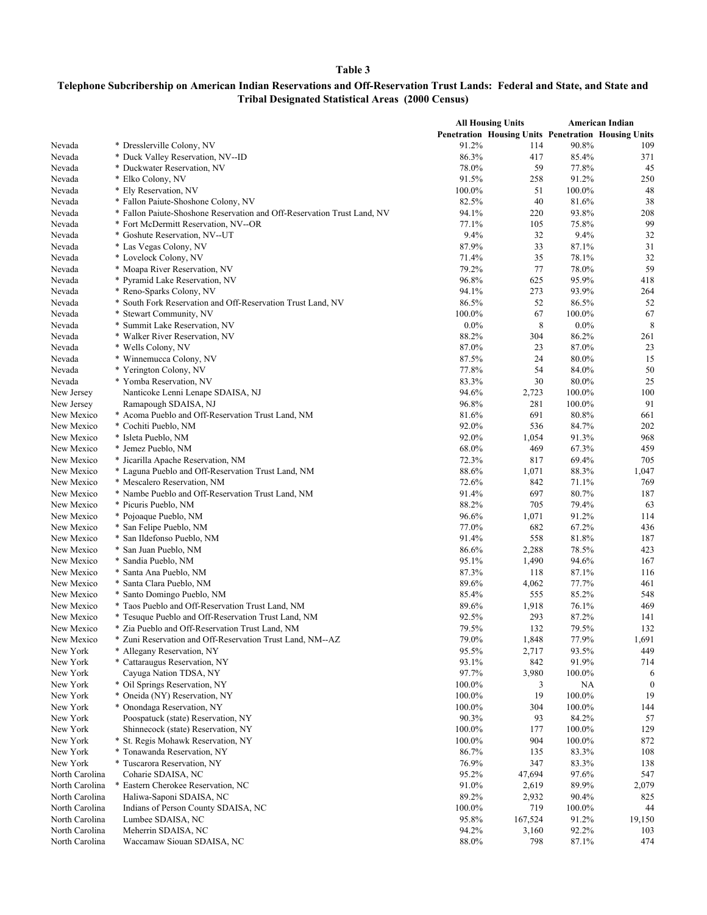**Table 3**

**Telephone Subcribership on American Indian Reservations and Off-Reservation Trust Lands: Federal and State, and State and Tribal Designated Statistical Areas (2000 Census)**

| | | All Housing Units | | American Indian | |
|---|---|---|---|---|---|
| | | Penetration | Housing Units | Penetration | Housing Units |
| Nevada | * Dresslerville Colony, NV | 91.2% | 114 | 90.8% | 109 |
| Nevada | * Duck Valley Reservation, NV--ID | 86.3% | 417 | 85.4% | 371 |
| Nevada | * Duckwater Reservation, NV | 78.0% | 59 | 77.8% | 45 |
| Nevada | * Elko Colony, NV | 91.5% | 258 | 91.2% | 250 |
| Nevada | * Ely Reservation, NV | 100.0% | 51 | 100.0% | 48 |
| Nevada | * Fallon Paiute-Shoshone Colony, NV | 82.5% | 40 | 81.6% | 38 |
| Nevada | * Fallon Paiute-Shoshone Reservation and Off-Reservation Trust Land, NV | 94.1% | 220 | 93.8% | 208 |
| Nevada | * Fort McDermitt Reservation, NV--OR | 77.1% | 105 | 75.8% | 99 |
| Nevada | * Goshute Reservation, NV--UT | 9.4% | 32 | 9.4% | 32 |
| Nevada | * Las Vegas Colony, NV | 87.9% | 33 | 87.1% | 31 |
| Nevada | * Lovelock Colony, NV | 71.4% | 35 | 78.1% | 32 |
| Nevada | * Moapa River Reservation, NV | 79.2% | 77 | 78.0% | 59 |
| Nevada | * Pyramid Lake Reservation, NV | 96.8% | 625 | 95.9% | 418 |
| Nevada | * Reno-Sparks Colony, NV | 94.1% | 273 | 93.9% | 264 |
| Nevada | * South Fork Reservation and Off-Reservation Trust Land, NV | 86.5% | 52 | 86.5% | 52 |
| Nevada | * Stewart Community, NV | 100.0% | 67 | 100.0% | 67 |
| Nevada | * Summit Lake Reservation, NV | 0.0% | 8 | 0.0% | 8 |
| Nevada | * Walker River Reservation, NV | 88.2% | 304 | 86.2% | 261 |
| Nevada | * Wells Colony, NV | 87.0% | 23 | 87.0% | 23 |
| Nevada | * Winnemucca Colony, NV | 87.5% | 24 | 80.0% | 15 |
| Nevada | * Yerington Colony, NV | 77.8% | 54 | 84.0% | 50 |
| Nevada | * Yomba Reservation, NV | 83.3% | 30 | 80.0% | 25 |
| New Jersey | Nanticoke Lenni Lenape SDAISA, NJ | 94.6% | 2,723 | 100.0% | 100 |
| New Jersey | Ramapough SDAISA, NJ | 96.8% | 281 | 100.0% | 91 |
| New Mexico | * Acoma Pueblo and Off-Reservation Trust Land, NM | 81.6% | 691 | 80.8% | 661 |
| New Mexico | * Cochiti Pueblo, NM | 92.0% | 536 | 84.7% | 202 |
| New Mexico | * Isleta Pueblo, NM | 92.0% | 1,054 | 91.3% | 968 |
| New Mexico | * Jemez Pueblo, NM | 68.0% | 469 | 67.3% | 459 |
| New Mexico | * Jicarilla Apache Reservation, NM | 72.3% | 817 | 69.4% | 705 |
| New Mexico | * Laguna Pueblo and Off-Reservation Trust Land, NM | 88.6% | 1,071 | 88.3% | 1,047 |
| New Mexico | * Mescalero Reservation, NM | 72.6% | 842 | 71.1% | 769 |
| New Mexico | * Nambe Pueblo and Off-Reservation Trust Land, NM | 91.4% | 697 | 80.7% | 187 |
| New Mexico | * Picuris Pueblo, NM | 88.2% | 705 | 79.4% | 63 |
| New Mexico | * Pojoaque Pueblo, NM | 96.6% | 1,071 | 91.2% | 114 |
| New Mexico | * San Felipe Pueblo, NM | 77.0% | 682 | 67.2% | 436 |
| New Mexico | * San Ildefonso Pueblo, NM | 91.4% | 558 | 81.8% | 187 |
| New Mexico | * San Juan Pueblo, NM | 86.6% | 2,288 | 78.5% | 423 |
| New Mexico | * Sandia Pueblo, NM | 95.1% | 1,490 | 94.6% | 167 |
| New Mexico | * Santa Ana Pueblo, NM | 87.3% | 118 | 87.1% | 116 |
| New Mexico | * Santa Clara Pueblo, NM | 89.6% | 4,062 | 77.7% | 461 |
| New Mexico | * Santo Domingo Pueblo, NM | 85.4% | 555 | 85.2% | 548 |
| New Mexico | * Taos Pueblo and Off-Reservation Trust Land, NM | 89.6% | 1,918 | 76.1% | 469 |
| New Mexico | * Tesuque Pueblo and Off-Reservation Trust Land, NM | 92.5% | 293 | 87.2% | 141 |
| New Mexico | * Zia Pueblo and Off-Reservation Trust Land, NM | 79.5% | 132 | 79.5% | 132 |
| New Mexico | * Zuni Reservation and Off-Reservation Trust Land, NM--AZ | 79.0% | 1,848 | 77.9% | 1,691 |
| New York | * Allegany Reservation, NY | 95.5% | 2,717 | 93.5% | 449 |
| New York | * Cattaraugus Reservation, NY | 93.1% | 842 | 91.9% | 714 |
| New York | Cayuga Nation TDSA, NY | 97.7% | 3,980 | 100.0% | 6 |
| New York | * Oil Springs Reservation, NY | 100.0% | 3 | NA | 0 |
| New York | * Oneida (NY) Reservation, NY | 100.0% | 19 | 100.0% | 19 |
| New York | * Onondaga Reservation, NY | 100.0% | 304 | 100.0% | 144 |
| New York | Poospatuck (state) Reservation, NY | 90.3% | 93 | 84.2% | 57 |
| New York | Shinnecock (state) Reservation, NY | 100.0% | 177 | 100.0% | 129 |
| New York | * St. Regis Mohawk Reservation, NY | 100.0% | 904 | 100.0% | 872 |
| New York | * Tonawanda Reservation, NY | 86.7% | 135 | 83.3% | 108 |
| New York | * Tuscarora Reservation, NY | 76.9% | 347 | 83.3% | 138 |
| North Carolina | Coharie SDAISA, NC | 95.2% | 47,694 | 97.6% | 547 |
| North Carolina | * Eastern Cherokee Reservation, NC | 91.0% | 2,619 | 89.9% | 2,079 |
| North Carolina | Haliwa-Saponi SDAISA, NC | 89.2% | 2,932 | 90.4% | 825 |
| North Carolina | Indians of Person County SDAISA, NC | 100.0% | 719 | 100.0% | 44 |
| North Carolina | Lumbee SDAISA, NC | 95.8% | 167,524 | 91.2% | 19,150 |
| North Carolina | Meherrin SDAISA, NC | 94.2% | 3,160 | 92.2% | 103 |
| North Carolina | Waccamaw Siouan SDAISA, NC | 88.0% | 798 | 87.1% | 474 |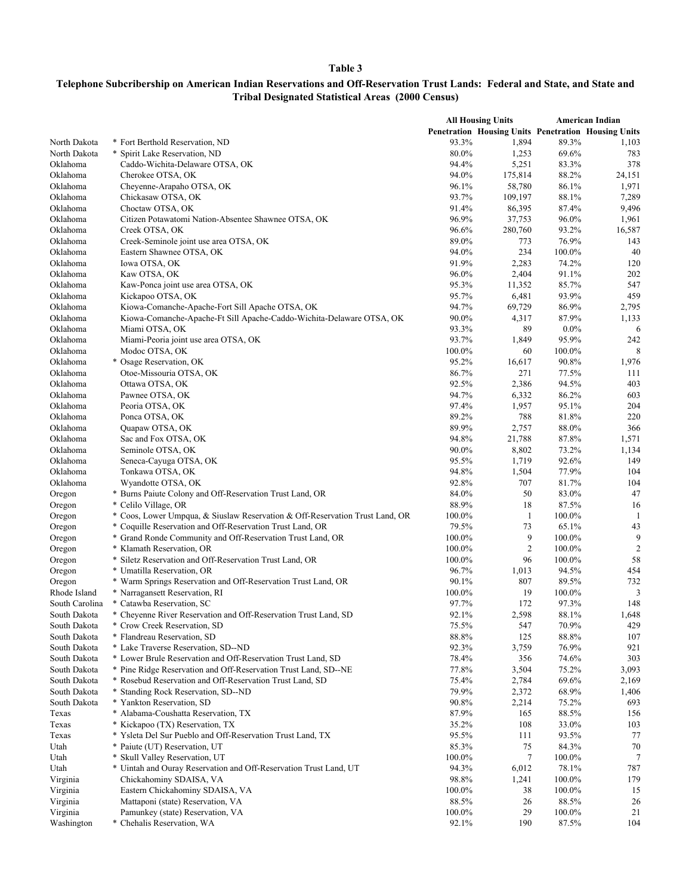**Table 3**

**Telephone Subcribership on American Indian Reservations and Off-Reservation Trust Lands: Federal and State, and State and Tribal Designated Statistical Areas (2000 Census)**

| | | All Housing Units | | American Indian | |
|---|---|---|---|---|---|
| | | Penetration | Housing Units | Penetration | Housing Units |
| North Dakota | * Fort Berthold Reservation, ND | 93.3% | 1,894 | 89.3% | 1,103 |
| North Dakota | * Spirit Lake Reservation, ND | 80.0% | 1,253 | 69.6% | 783 |
| Oklahoma | Caddo-Wichita-Delaware OTSA, OK | 94.4% | 5,251 | 83.3% | 378 |
| Oklahoma | Cherokee OTSA, OK | 94.0% | 175,814 | 88.2% | 24,151 |
| Oklahoma | Cheyenne-Arapaho OTSA, OK | 96.1% | 58,780 | 86.1% | 1,971 |
| Oklahoma | Chickasaw OTSA, OK | 93.7% | 109,197 | 88.1% | 7,289 |
| Oklahoma | Choctaw OTSA, OK | 91.4% | 86,395 | 87.4% | 9,496 |
| Oklahoma | Citizen Potawatomi Nation-Absentee Shawnee OTSA, OK | 96.9% | 37,753 | 96.0% | 1,961 |
| Oklahoma | Creek OTSA, OK | 96.6% | 280,760 | 93.2% | 16,587 |
| Oklahoma | Creek-Seminole joint use area OTSA, OK | 89.0% | 773 | 76.9% | 143 |
| Oklahoma | Eastern Shawnee OTSA, OK | 94.0% | 234 | 100.0% | 40 |
| Oklahoma | Iowa OTSA, OK | 91.9% | 2,283 | 74.2% | 120 |
| Oklahoma | Kaw OTSA, OK | 96.0% | 2,404 | 91.1% | 202 |
| Oklahoma | Kaw-Ponca joint use area OTSA, OK | 95.3% | 11,352 | 85.7% | 547 |
| Oklahoma | Kickapoo OTSA, OK | 95.7% | 6,481 | 93.9% | 459 |
| Oklahoma | Kiowa-Comanche-Apache-Fort Sill Apache OTSA, OK | 94.7% | 69,729 | 86.9% | 2,795 |
| Oklahoma | Kiowa-Comanche-Apache-Ft Sill Apache-Caddo-Wichita-Delaware OTSA, OK | 90.0% | 4,317 | 87.9% | 1,133 |
| Oklahoma | Miami OTSA, OK | 93.3% | 89 | 0.0% | 6 |
| Oklahoma | Miami-Peoria joint use area OTSA, OK | 93.7% | 1,849 | 95.9% | 242 |
| Oklahoma | Modoc OTSA, OK | 100.0% | 60 | 100.0% | 8 |
| Oklahoma | * Osage Reservation, OK | 95.2% | 16,617 | 90.8% | 1,976 |
| Oklahoma | Otoe-Missouria OTSA, OK | 86.7% | 271 | 77.5% | 111 |
| Oklahoma | Ottawa OTSA, OK | 92.5% | 2,386 | 94.5% | 403 |
| Oklahoma | Pawnee OTSA, OK | 94.7% | 6,332 | 86.2% | 603 |
| Oklahoma | Peoria OTSA, OK | 97.4% | 1,957 | 95.1% | 204 |
| Oklahoma | Ponca OTSA, OK | 89.2% | 788 | 81.8% | 220 |
| Oklahoma | Quapaw OTSA, OK | 89.9% | 2,757 | 88.0% | 366 |
| Oklahoma | Sac and Fox OTSA, OK | 94.8% | 21,788 | 87.8% | 1,571 |
| Oklahoma | Seminole OTSA, OK | 90.0% | 8,802 | 73.2% | 1,134 |
| Oklahoma | Seneca-Cayuga OTSA, OK | 95.5% | 1,719 | 92.6% | 149 |
| Oklahoma | Tonkawa OTSA, OK | 94.8% | 1,504 | 77.9% | 104 |
| Oklahoma | Wyandotte OTSA, OK | 92.8% | 707 | 81.7% | 104 |
| Oregon | * Burns Paiute Colony and Off-Reservation Trust Land, OR | 84.0% | 50 | 83.0% | 47 |
| Oregon | * Celilo Village, OR | 88.9% | 18 | 87.5% | 16 |
| Oregon | * Coos, Lower Umpqua, & Siuslaw Reservation & Off-Reservation Trust Land, OR | 100.0% | 1 | 100.0% | 1 |
| Oregon | * Coquille Reservation and Off-Reservation Trust Land, OR | 79.5% | 73 | 65.1% | 43 |
| Oregon | * Grand Ronde Community and Off-Reservation Trust Land, OR | 100.0% | 9 | 100.0% | 9 |
| Oregon | * Klamath Reservation, OR | 100.0% | 2 | 100.0% | 2 |
| Oregon | * Siletz Reservation and Off-Reservation Trust Land, OR | 100.0% | 96 | 100.0% | 58 |
| Oregon | * Umatilla Reservation, OR | 96.7% | 1,013 | 94.5% | 454 |
| Oregon | * Warm Springs Reservation and Off-Reservation Trust Land, OR | 90.1% | 807 | 89.5% | 732 |
| Rhode Island | * Narragansett Reservation, RI | 100.0% | 19 | 100.0% | 3 |
| South Carolina | * Catawba Reservation, SC | 97.7% | 172 | 97.3% | 148 |
| South Dakota | * Cheyenne River Reservation and Off-Reservation Trust Land, SD | 92.1% | 2,598 | 88.1% | 1,648 |
| South Dakota | * Crow Creek Reservation, SD | 75.5% | 547 | 70.9% | 429 |
| South Dakota | * Flandreau Reservation, SD | 88.8% | 125 | 88.8% | 107 |
| South Dakota | * Lake Traverse Reservation, SD--ND | 92.3% | 3,759 | 76.9% | 921 |
| South Dakota | * Lower Brule Reservation and Off-Reservation Trust Land, SD | 78.4% | 356 | 74.6% | 303 |
| South Dakota | * Pine Ridge Reservation and Off-Reservation Trust Land, SD--NE | 77.8% | 3,504 | 75.2% | 3,093 |
| South Dakota | * Rosebud Reservation and Off-Reservation Trust Land, SD | 75.4% | 2,784 | 69.6% | 2,169 |
| South Dakota | * Standing Rock Reservation, SD--ND | 79.9% | 2,372 | 68.9% | 1,406 |
| South Dakota | * Yankton Reservation, SD | 90.8% | 2,214 | 75.2% | 693 |
| Texas | * Alabama-Coushatta Reservation, TX | 87.9% | 165 | 88.5% | 156 |
| Texas | * Kickapoo (TX) Reservation, TX | 35.2% | 108 | 33.0% | 103 |
| Texas | * Ysleta Del Sur Pueblo and Off-Reservation Trust Land, TX | 95.5% | 111 | 93.5% | 77 |
| Utah | * Paiute (UT) Reservation, UT | 85.3% | 75 | 84.3% | 70 |
| Utah | * Skull Valley Reservation, UT | 100.0% | 7 | 100.0% | 7 |
| Utah | * Uintah and Ouray Reservation and Off-Reservation Trust Land, UT | 94.3% | 6,012 | 78.1% | 787 |
| Virginia | Chickahominy SDAISA, VA | 98.8% | 1,241 | 100.0% | 179 |
| Virginia | Eastern Chickahominy SDAISA, VA | 100.0% | 38 | 100.0% | 15 |
| Virginia | Mattaponi (state) Reservation, VA | 88.5% | 26 | 88.5% | 26 |
| Virginia | Pamunkey (state) Reservation, VA | 100.0% | 29 | 100.0% | 21 |
| Washington | * Chehalis Reservation, WA | 92.1% | 190 | 87.5% | 104 |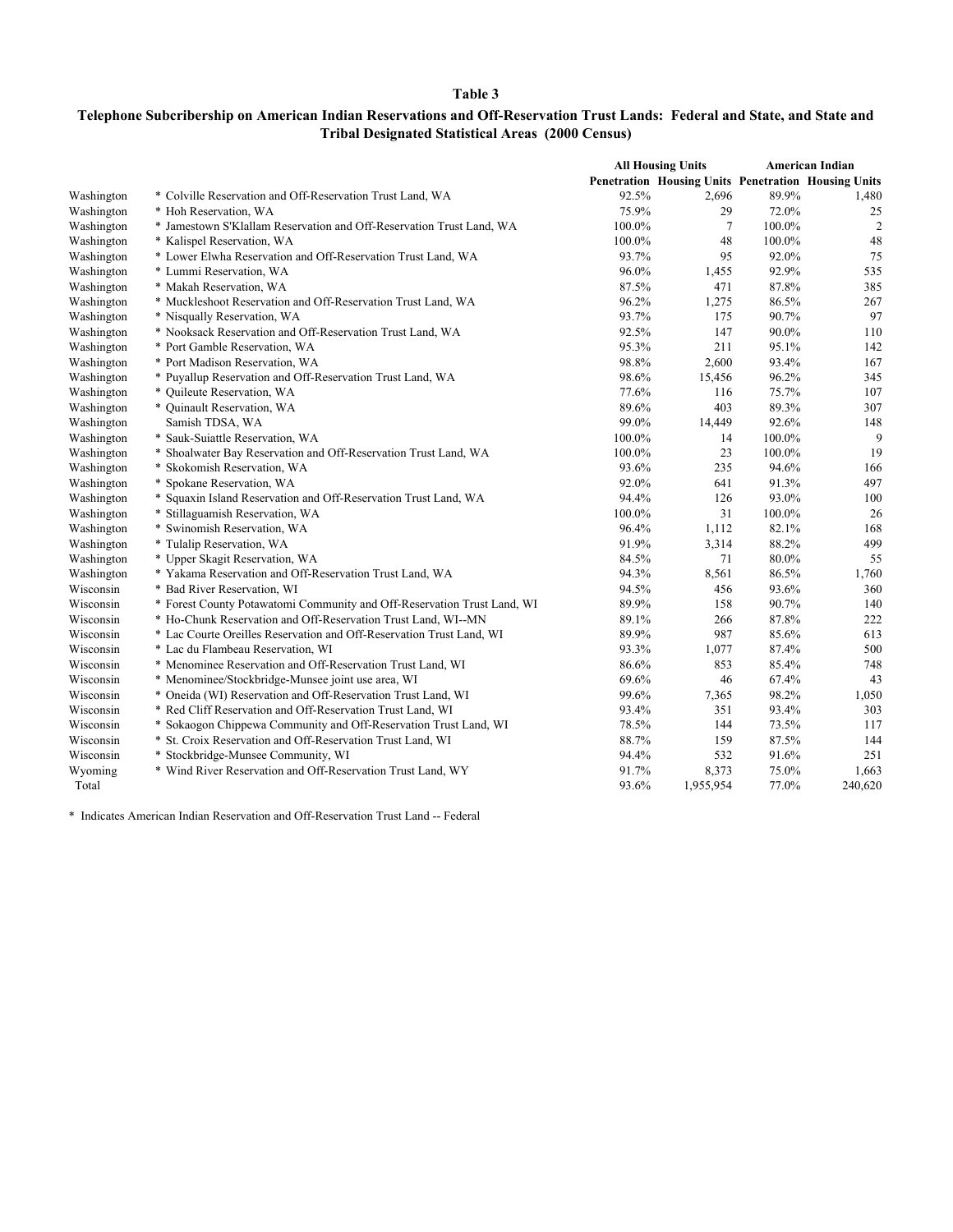**Table 3**

**Telephone Subcribership on American Indian Reservations and Off-Reservation Trust Lands: Federal and State, and State and Tribal Designated Statistical Areas (2000 Census)**

| | | All Housing Units | | American Indian | |
|---|---|---|---|---|---|
| | | Penetration | Housing Units | Penetration | Housing Units |
| Washington | * Colville Reservation and Off-Reservation Trust Land, WA | 92.5% | 2,696 | 89.9% | 1,480 |
| Washington | * Hoh Reservation, WA | 75.9% | 29 | 72.0% | 25 |
| Washington | * Jamestown S'Klallam Reservation and Off-Reservation Trust Land, WA | 100.0% | 7 | 100.0% | 2 |
| Washington | * Kalispel Reservation, WA | 100.0% | 48 | 100.0% | 48 |
| Washington | * Lower Elwha Reservation and Off-Reservation Trust Land, WA | 93.7% | 95 | 92.0% | 75 |
| Washington | * Lummi Reservation, WA | 96.0% | 1,455 | 92.9% | 535 |
| Washington | * Makah Reservation, WA | 87.5% | 471 | 87.8% | 385 |
| Washington | * Muckleshoot Reservation and Off-Reservation Trust Land, WA | 96.2% | 1,275 | 86.5% | 267 |
| Washington | * Nisqually Reservation, WA | 93.7% | 175 | 90.7% | 97 |
| Washington | * Nooksack Reservation and Off-Reservation Trust Land, WA | 92.5% | 147 | 90.0% | 110 |
| Washington | * Port Gamble Reservation, WA | 95.3% | 211 | 95.1% | 142 |
| Washington | * Port Madison Reservation, WA | 98.8% | 2,600 | 93.4% | 167 |
| Washington | * Puyallup Reservation and Off-Reservation Trust Land, WA | 98.6% | 15,456 | 96.2% | 345 |
| Washington | * Quileute Reservation, WA | 77.6% | 116 | 75.7% | 107 |
| Washington | * Quinault Reservation, WA | 89.6% | 403 | 89.3% | 307 |
| Washington | Samish TDSA, WA | 99.0% | 14,449 | 92.6% | 148 |
| Washington | * Sauk-Suiattle Reservation, WA | 100.0% | 14 | 100.0% | 9 |
| Washington | * Shoalwater Bay Reservation and Off-Reservation Trust Land, WA | 100.0% | 23 | 100.0% | 19 |
| Washington | * Skokomish Reservation, WA | 93.6% | 235 | 94.6% | 166 |
| Washington | * Spokane Reservation, WA | 92.0% | 641 | 91.3% | 497 |
| Washington | * Squaxin Island Reservation and Off-Reservation Trust Land, WA | 94.4% | 126 | 93.0% | 100 |
| Washington | * Stillaguamish Reservation, WA | 100.0% | 31 | 100.0% | 26 |
| Washington | * Swinomish Reservation, WA | 96.4% | 1,112 | 82.1% | 168 |
| Washington | * Tulalip Reservation, WA | 91.9% | 3,314 | 88.2% | 499 |
| Washington | * Upper Skagit Reservation, WA | 84.5% | 71 | 80.0% | 55 |
| Washington | * Yakama Reservation and Off-Reservation Trust Land, WA | 94.3% | 8,561 | 86.5% | 1,760 |
| Wisconsin | * Bad River Reservation, WI | 94.5% | 456 | 93.6% | 360 |
| Wisconsin | * Forest County Potawatomi Community and Off-Reservation Trust Land, WI | 89.9% | 158 | 90.7% | 140 |
| Wisconsin | * Ho-Chunk Reservation and Off-Reservation Trust Land, WI--MN | 89.1% | 266 | 87.8% | 222 |
| Wisconsin | * Lac Courte Oreilles Reservation and Off-Reservation Trust Land, WI | 89.9% | 987 | 85.6% | 613 |
| Wisconsin | * Lac du Flambeau Reservation, WI | 93.3% | 1,077 | 87.4% | 500 |
| Wisconsin | * Menominee Reservation and Off-Reservation Trust Land, WI | 86.6% | 853 | 85.4% | 748 |
| Wisconsin | * Menominee/Stockbridge-Munsee joint use area, WI | 69.6% | 46 | 67.4% | 43 |
| Wisconsin | * Oneida (WI) Reservation and Off-Reservation Trust Land, WI | 99.6% | 7,365 | 98.2% | 1,050 |
| Wisconsin | * Red Cliff Reservation and Off-Reservation Trust Land, WI | 93.4% | 351 | 93.4% | 303 |
| Wisconsin | * Sokaogon Chippewa Community and Off-Reservation Trust Land, WI | 78.5% | 144 | 73.5% | 117 |
| Wisconsin | * St. Croix Reservation and Off-Reservation Trust Land, WI | 88.7% | 159 | 87.5% | 144 |
| Wisconsin | * Stockbridge-Munsee Community, WI | 94.4% | 532 | 91.6% | 251 |
| Wyoming | * Wind River Reservation and Off-Reservation Trust Land, WY | 91.7% | 8,373 | 75.0% | 1,663 |
| Total | | 93.6% | 1,955,954 | 77.0% | 240,620 |

* Indicates American Indian Reservation and Off-Reservation Trust Land -- Federal